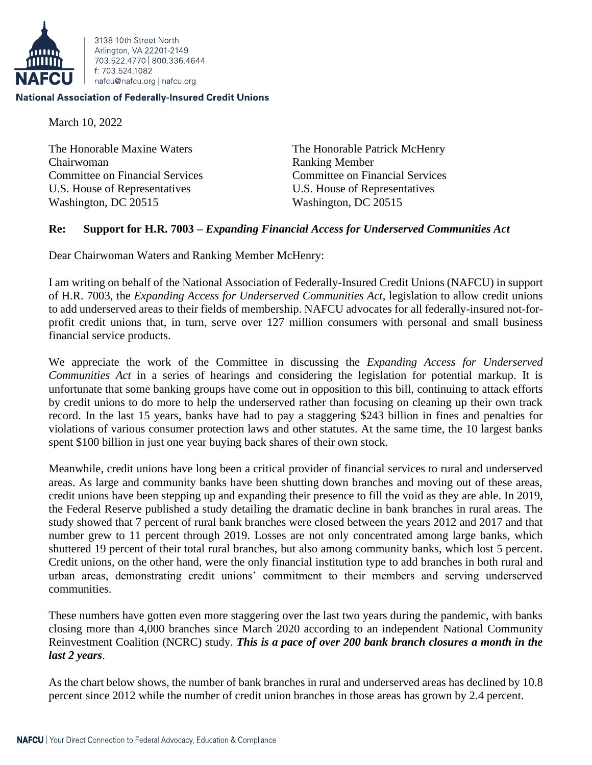3138 10th Street North
Arlington, VA 22201-2149
703.522.4770 | 800.336.4644
f: 703.524.1082
nafcu@nafcu.org | nafcu.org

**National Association of Federally-Insured Credit Unions**

March 10, 2022

The Honorable Maxine Waters
Chairwoman
Committee on Financial Services
U.S. House of Representatives
Washington, DC 20515

The Honorable Patrick McHenry
Ranking Member
Committee on Financial Services
U.S. House of Representatives
Washington, DC 20515

**Re: Support for H.R. 7003 –** ***Expanding Financial Access for Underserved Communities Act***

Dear Chairwoman Waters and Ranking Member McHenry:

I am writing on behalf of the National Association of Federally-Insured Credit Unions (NAFCU) in support of H.R. 7003, the *Expanding Access for Underserved Communities Act*, legislation to allow credit unions to add underserved areas to their fields of membership. NAFCU advocates for all federally-insured not-for-profit credit unions that, in turn, serve over 127 million consumers with personal and small business financial service products.

We appreciate the work of the Committee in discussing the *Expanding Access for Underserved Communities Act* in a series of hearings and considering the legislation for potential markup. It is unfortunate that some banking groups have come out in opposition to this bill, continuing to attack efforts by credit unions to do more to help the underserved rather than focusing on cleaning up their own track record. In the last 15 years, banks have had to pay a staggering $243 billion in fines and penalties for violations of various consumer protection laws and other statutes. At the same time, the 10 largest banks spent $100 billion in just one year buying back shares of their own stock.

Meanwhile, credit unions have long been a critical provider of financial services to rural and underserved areas. As large and community banks have been shutting down branches and moving out of these areas, credit unions have been stepping up and expanding their presence to fill the void as they are able. In 2019, the Federal Reserve published a study detailing the dramatic decline in bank branches in rural areas. The study showed that 7 percent of rural bank branches were closed between the years 2012 and 2017 and that number grew to 11 percent through 2019. Losses are not only concentrated among large banks, which shuttered 19 percent of their total rural branches, but also among community banks, which lost 5 percent. Credit unions, on the other hand, were the only financial institution type to add branches in both rural and urban areas, demonstrating credit unions' commitment to their members and serving underserved communities.

These numbers have gotten even more staggering over the last two years during the pandemic, with banks closing more than 4,000 branches since March 2020 according to an independent National Community Reinvestment Coalition (NCRC) study. ***This is a pace of over 200 bank branch closures a month in the last 2 years***.

As the chart below shows, the number of bank branches in rural and underserved areas has declined by 10.8 percent since 2012 while the number of credit union branches in those areas has grown by 2.4 percent.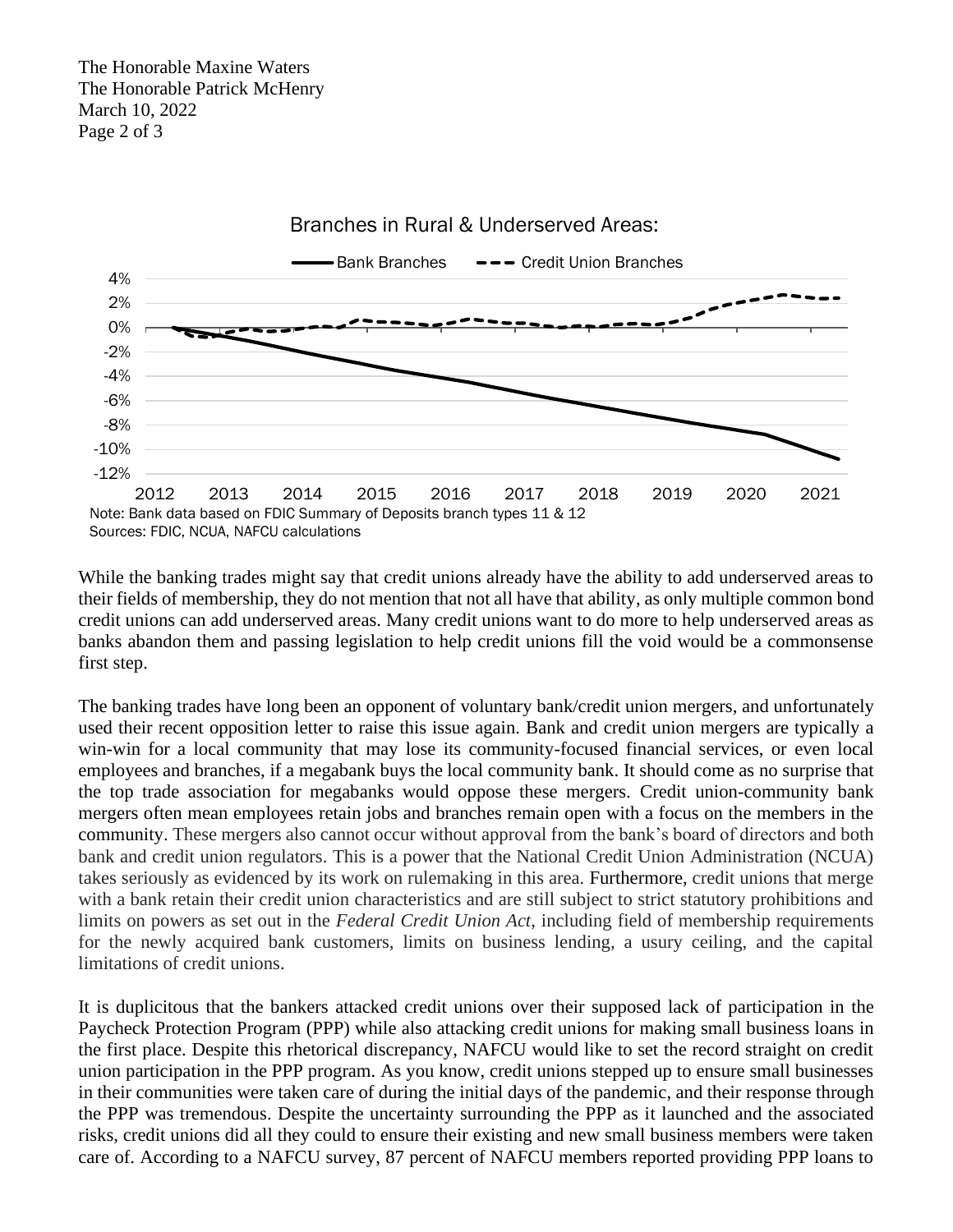Branches in Rural & Underserved Areas:

Note: Bank data based on FDIC Summary of Deposits branch types 11 & 12
Sources: FDIC, NCUA, NAFCU calculations

While the banking trades might say that credit unions already have the ability to add underserved areas to their fields of membership, they do not mention that not all have that ability, as only multiple common bond credit unions can add underserved areas. Many credit unions want to do more to help underserved areas as banks abandon them and passing legislation to help credit unions fill the void would be a commonsense first step.

The banking trades have long been an opponent of voluntary bank/credit union mergers, and unfortunately used their recent opposition letter to raise this issue again. Bank and credit union mergers are typically a win-win for a local community that may lose its community-focused financial services, or even local employees and branches, if a megabank buys the local community bank. It should come as no surprise that the top trade association for megabanks would oppose these mergers. Credit union-community bank mergers often mean employees retain jobs and branches remain open with a focus on the members in the community. These mergers also cannot occur without approval from the bank's board of directors and both bank and credit union regulators. This is a power that the National Credit Union Administration (NCUA) takes seriously as evidenced by its work on rulemaking in this area. Furthermore, credit unions that merge with a bank retain their credit union characteristics and are still subject to strict statutory prohibitions and limits on powers as set out in the *Federal Credit Union Act*, including field of membership requirements for the newly acquired bank customers, limits on business lending, a usury ceiling, and the capital limitations of credit unions.

It is duplicitous that the bankers attacked credit unions over their supposed lack of participation in the Paycheck Protection Program (PPP) while also attacking credit unions for making small business loans in the first place. Despite this rhetorical discrepancy, NAFCU would like to set the record straight on credit union participation in the PPP program. As you know, credit unions stepped up to ensure small businesses in their communities were taken care of during the initial days of the pandemic, and their response through the PPP was tremendous. Despite the uncertainty surrounding the PPP as it launched and the associated risks, credit unions did all they could to ensure their existing and new small business members were taken care of. According to a NAFCU survey, 87 percent of NAFCU members reported providing PPP loans to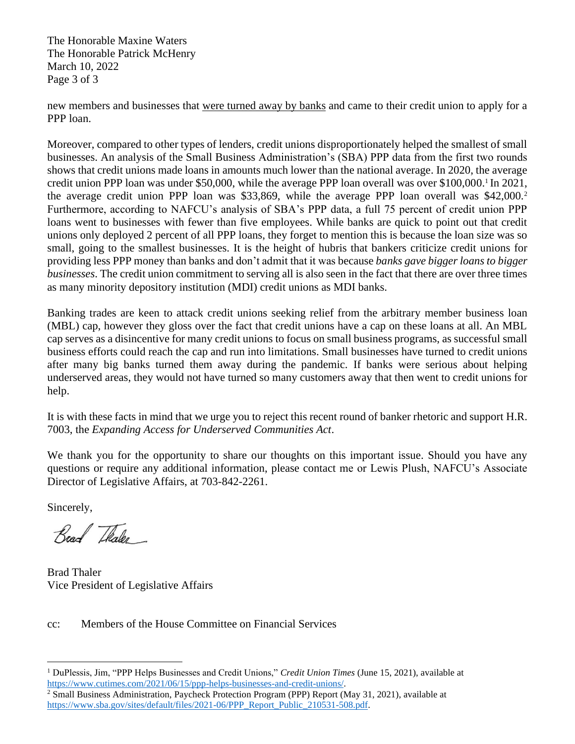new members and businesses that were turned away by banks and came to their credit union to apply for a PPP loan.

Moreover, compared to other types of lenders, credit unions disproportionately helped the smallest of small businesses. An analysis of the Small Business Administration's (SBA) PPP data from the first two rounds shows that credit unions made loans in amounts much lower than the national average. In 2020, the average credit union PPP loan was under $50,000, while the average PPP loan overall was over $100,000.[1] In 2021, the average credit union PPP loan was $33,869, while the average PPP loan overall was $42,000.[2] Furthermore, according to NAFCU's analysis of SBA's PPP data, a full 75 percent of credit union PPP loans went to businesses with fewer than five employees. While banks are quick to point out that credit unions only deployed 2 percent of all PPP loans, they forget to mention this is because the loan size was so small, going to the smallest businesses. It is the height of hubris that bankers criticize credit unions for providing less PPP money than banks and don't admit that it was because *banks gave bigger loans to bigger businesses*. The credit union commitment to serving all is also seen in the fact that there are over three times as many minority depository institution (MDI) credit unions as MDI banks.

Banking trades are keen to attack credit unions seeking relief from the arbitrary member business loan (MBL) cap, however they gloss over the fact that credit unions have a cap on these loans at all. An MBL cap serves as a disincentive for many credit unions to focus on small business programs, as successful small business efforts could reach the cap and run into limitations. Small businesses have turned to credit unions after many big banks turned them away during the pandemic. If banks were serious about helping underserved areas, they would not have turned so many customers away that then went to credit unions for help.

It is with these facts in mind that we urge you to reject this recent round of banker rhetoric and support H.R. 7003, the *Expanding Access for Underserved Communities Act*.

We thank you for the opportunity to share our thoughts on this important issue. Should you have any questions or require any additional information, please contact me or Lewis Plush, NAFCU's Associate Director of Legislative Affairs, at 703-842-2261.

Sincerely,

Brad Thaler

Brad Thaler
Vice President of Legislative Affairs

cc: Members of the House Committee on Financial Services

---

[1] DuPlessis, Jim, "PPP Helps Businesses and Credit Unions," *Credit Union Times* (June 15, 2021), available at https://www.cutimes.com/2021/06/15/ppp-helps-businesses-and-credit-unions/.

[2] Small Business Administration, Paycheck Protection Program (PPP) Report (May 31, 2021), available at https://www.sba.gov/sites/default/files/2021-06/PPP_Report_Public_210531-508.pdf.